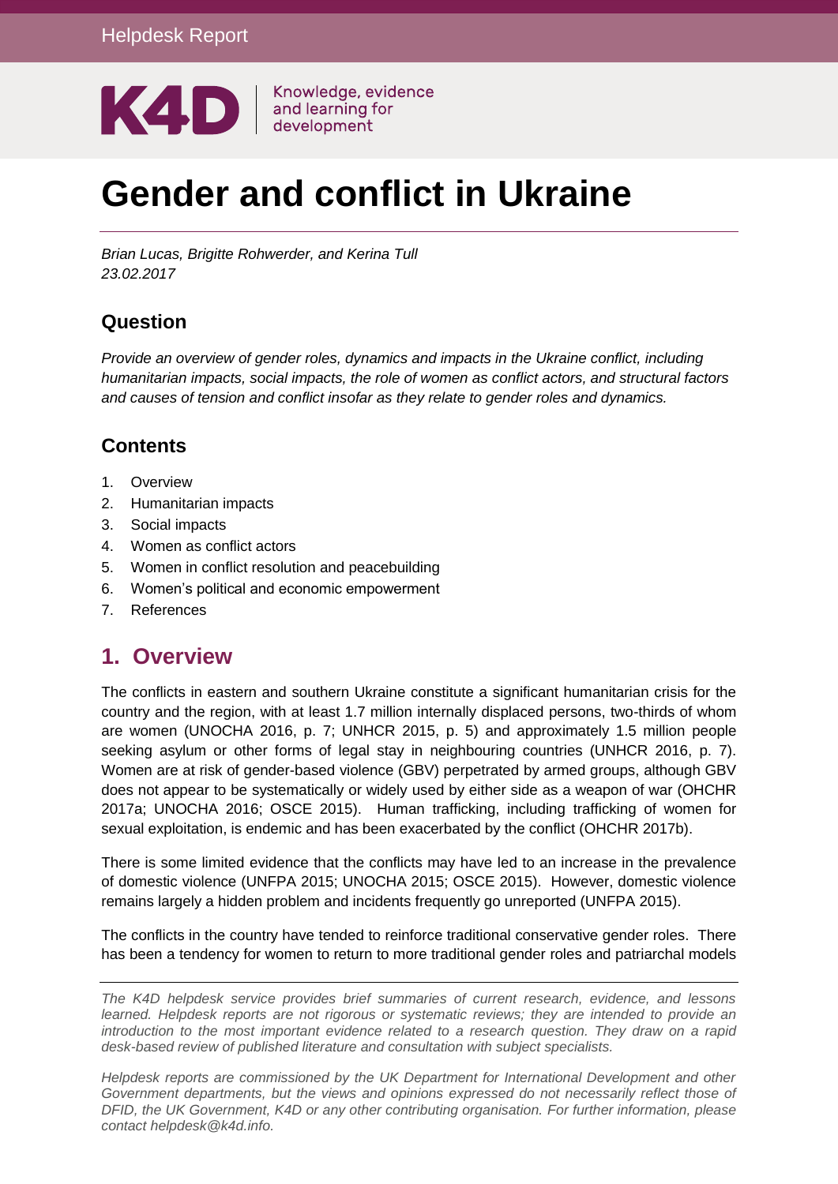Helpdesk Report

K4D | Knowledge, evidence and learning for development

# Gender and conflict in Ukraine

*Brian Lucas, Brigitte Rohwerder, and Kerina Tull*
*23.02.2017*

## Question

*Provide an overview of gender roles, dynamics and impacts in the Ukraine conflict, including humanitarian impacts, social impacts, the role of women as conflict actors, and structural factors and causes of tension and conflict insofar as they relate to gender roles and dynamics.*

## Contents

1. Overview
2. Humanitarian impacts
3. Social impacts
4. Women as conflict actors
5. Women in conflict resolution and peacebuilding
6. Women's political and economic empowerment
7. References

## 1. Overview

The conflicts in eastern and southern Ukraine constitute a significant humanitarian crisis for the country and the region, with at least 1.7 million internally displaced persons, two-thirds of whom are women (UNOCHA 2016, p. 7; UNHCR 2015, p. 5) and approximately 1.5 million people seeking asylum or other forms of legal stay in neighbouring countries (UNHCR 2016, p. 7). Women are at risk of gender-based violence (GBV) perpetrated by armed groups, although GBV does not appear to be systematically or widely used by either side as a weapon of war (OHCHR 2017a; UNOCHA 2016; OSCE 2015). Human trafficking, including trafficking of women for sexual exploitation, is endemic and has been exacerbated by the conflict (OHCHR 2017b).

There is some limited evidence that the conflicts may have led to an increase in the prevalence of domestic violence (UNFPA 2015; UNOCHA 2015; OSCE 2015). However, domestic violence remains largely a hidden problem and incidents frequently go unreported (UNFPA 2015).

The conflicts in the country have tended to reinforce traditional conservative gender roles. There has been a tendency for women to return to more traditional gender roles and patriarchal models

*The K4D helpdesk service provides brief summaries of current research, evidence, and lessons learned. Helpdesk reports are not rigorous or systematic reviews; they are intended to provide an introduction to the most important evidence related to a research question. They draw on a rapid desk-based review of published literature and consultation with subject specialists.*

*Helpdesk reports are commissioned by the UK Department for International Development and other Government departments, but the views and opinions expressed do not necessarily reflect those of DFID, the UK Government, K4D or any other contributing organisation. For further information, please contact helpdesk@k4d.info.*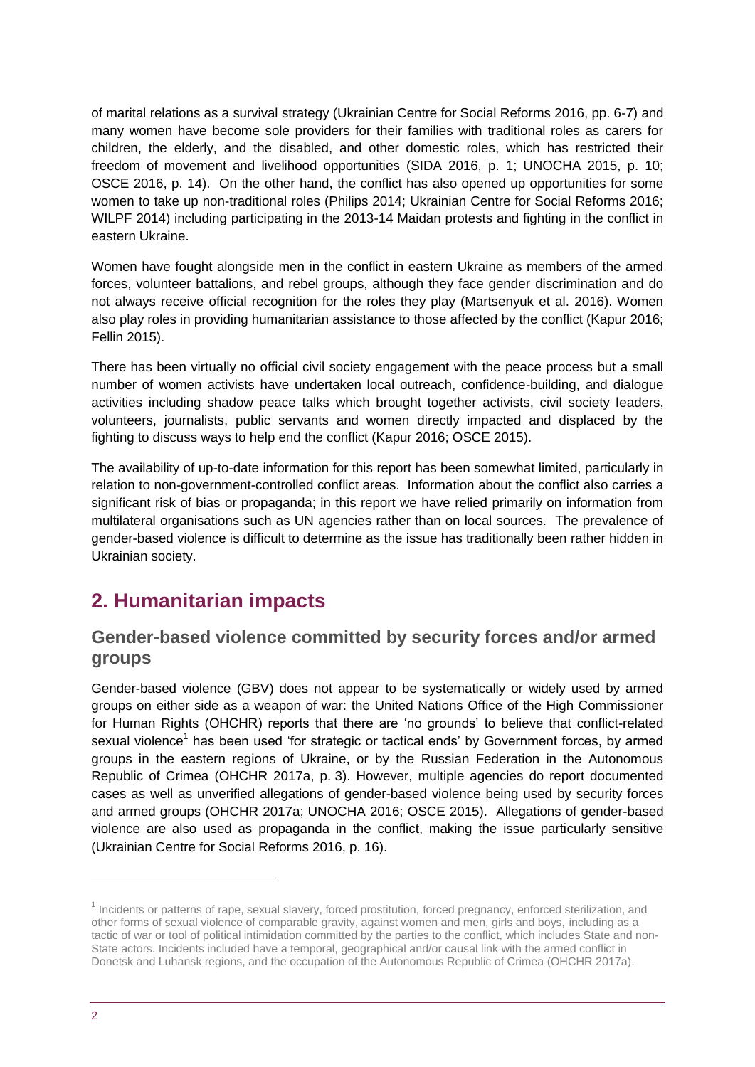of marital relations as a survival strategy (Ukrainian Centre for Social Reforms 2016, pp. 6-7) and many women have become sole providers for their families with traditional roles as carers for children, the elderly, and the disabled, and other domestic roles, which has restricted their freedom of movement and livelihood opportunities (SIDA 2016, p. 1; UNOCHA 2015, p. 10; OSCE 2016, p. 14). On the other hand, the conflict has also opened up opportunities for some women to take up non-traditional roles (Philips 2014; Ukrainian Centre for Social Reforms 2016; WILPF 2014) including participating in the 2013-14 Maidan protests and fighting in the conflict in eastern Ukraine.

Women have fought alongside men in the conflict in eastern Ukraine as members of the armed forces, volunteer battalions, and rebel groups, although they face gender discrimination and do not always receive official recognition for the roles they play (Martsenyuk et al. 2016). Women also play roles in providing humanitarian assistance to those affected by the conflict (Kapur 2016; Fellin 2015).

There has been virtually no official civil society engagement with the peace process but a small number of women activists have undertaken local outreach, confidence-building, and dialogue activities including shadow peace talks which brought together activists, civil society leaders, volunteers, journalists, public servants and women directly impacted and displaced by the fighting to discuss ways to help end the conflict (Kapur 2016; OSCE 2015).

The availability of up-to-date information for this report has been somewhat limited, particularly in relation to non-government-controlled conflict areas. Information about the conflict also carries a significant risk of bias or propaganda; in this report we have relied primarily on information from multilateral organisations such as UN agencies rather than on local sources. The prevalence of gender-based violence is difficult to determine as the issue has traditionally been rather hidden in Ukrainian society.

## 2. Humanitarian impacts

### Gender-based violence committed by security forces and/or armed groups

Gender-based violence (GBV) does not appear to be systematically or widely used by armed groups on either side as a weapon of war: the United Nations Office of the High Commissioner for Human Rights (OHCHR) reports that there are 'no grounds' to believe that conflict-related sexual violence[1] has been used 'for strategic or tactical ends' by Government forces, by armed groups in the eastern regions of Ukraine, or by the Russian Federation in the Autonomous Republic of Crimea (OHCHR 2017a, p. 3). However, multiple agencies do report documented cases as well as unverified allegations of gender-based violence being used by security forces and armed groups (OHCHR 2017a; UNOCHA 2016; OSCE 2015). Allegations of gender-based violence are also used as propaganda in the conflict, making the issue particularly sensitive (Ukrainian Centre for Social Reforms 2016, p. 16).

[1] Incidents or patterns of rape, sexual slavery, forced prostitution, forced pregnancy, enforced sterilization, and other forms of sexual violence of comparable gravity, against women and men, girls and boys, including as a tactic of war or tool of political intimidation committed by the parties to the conflict, which includes State and non-State actors. Incidents included have a temporal, geographical and/or causal link with the armed conflict in Donetsk and Luhansk regions, and the occupation of the Autonomous Republic of Crimea (OHCHR 2017a).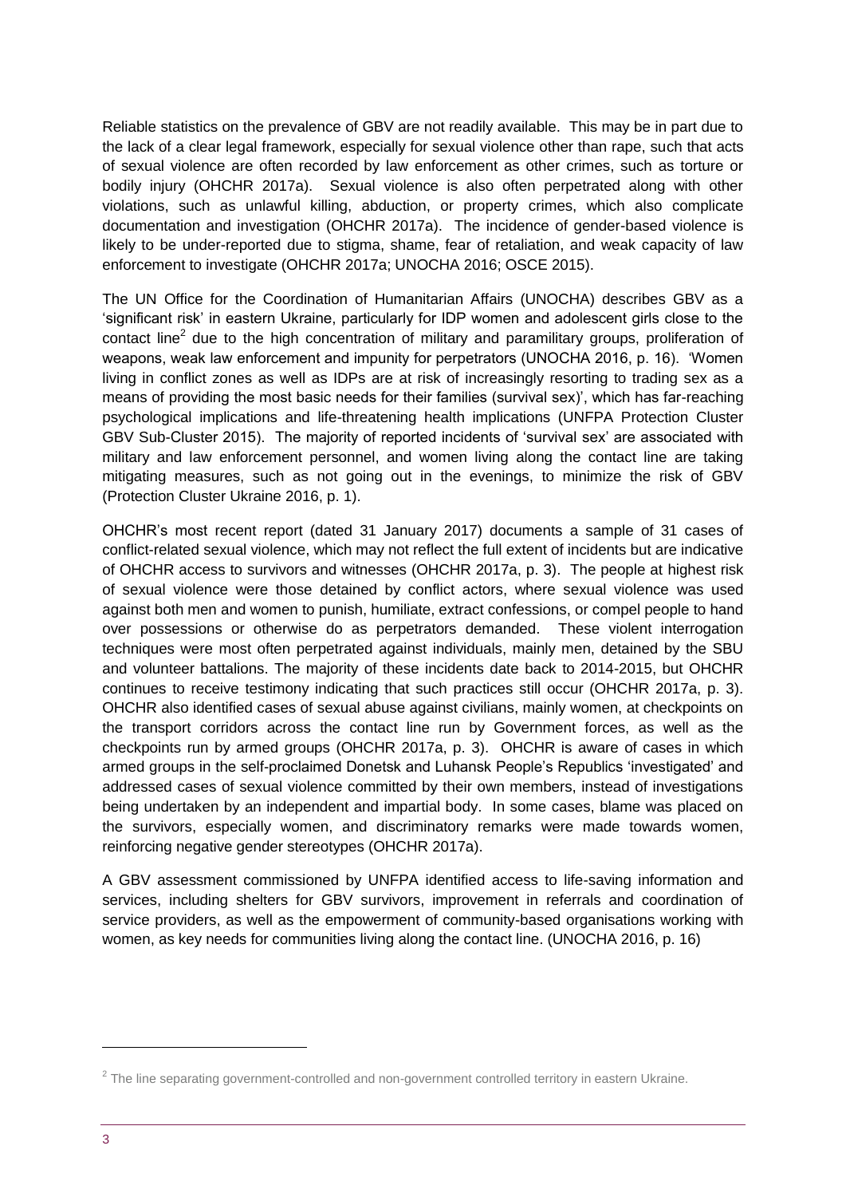Reliable statistics on the prevalence of GBV are not readily available. This may be in part due to the lack of a clear legal framework, especially for sexual violence other than rape, such that acts of sexual violence are often recorded by law enforcement as other crimes, such as torture or bodily injury (OHCHR 2017a). Sexual violence is also often perpetrated along with other violations, such as unlawful killing, abduction, or property crimes, which also complicate documentation and investigation (OHCHR 2017a). The incidence of gender-based violence is likely to be under-reported due to stigma, shame, fear of retaliation, and weak capacity of law enforcement to investigate (OHCHR 2017a; UNOCHA 2016; OSCE 2015).

The UN Office for the Coordination of Humanitarian Affairs (UNOCHA) describes GBV as a 'significant risk' in eastern Ukraine, particularly for IDP women and adolescent girls close to the contact line[2] due to the high concentration of military and paramilitary groups, proliferation of weapons, weak law enforcement and impunity for perpetrators (UNOCHA 2016, p. 16). 'Women living in conflict zones as well as IDPs are at risk of increasingly resorting to trading sex as a means of providing the most basic needs for their families (survival sex)', which has far-reaching psychological implications and life-threatening health implications (UNFPA Protection Cluster GBV Sub-Cluster 2015). The majority of reported incidents of 'survival sex' are associated with military and law enforcement personnel, and women living along the contact line are taking mitigating measures, such as not going out in the evenings, to minimize the risk of GBV (Protection Cluster Ukraine 2016, p. 1).

OHCHR's most recent report (dated 31 January 2017) documents a sample of 31 cases of conflict-related sexual violence, which may not reflect the full extent of incidents but are indicative of OHCHR access to survivors and witnesses (OHCHR 2017a, p. 3). The people at highest risk of sexual violence were those detained by conflict actors, where sexual violence was used against both men and women to punish, humiliate, extract confessions, or compel people to hand over possessions or otherwise do as perpetrators demanded. These violent interrogation techniques were most often perpetrated against individuals, mainly men, detained by the SBU and volunteer battalions. The majority of these incidents date back to 2014-2015, but OHCHR continues to receive testimony indicating that such practices still occur (OHCHR 2017a, p. 3). OHCHR also identified cases of sexual abuse against civilians, mainly women, at checkpoints on the transport corridors across the contact line run by Government forces, as well as the checkpoints run by armed groups (OHCHR 2017a, p. 3). OHCHR is aware of cases in which armed groups in the self-proclaimed Donetsk and Luhansk People's Republics 'investigated' and addressed cases of sexual violence committed by their own members, instead of investigations being undertaken by an independent and impartial body. In some cases, blame was placed on the survivors, especially women, and discriminatory remarks were made towards women, reinforcing negative gender stereotypes (OHCHR 2017a).

A GBV assessment commissioned by UNFPA identified access to life-saving information and services, including shelters for GBV survivors, improvement in referrals and coordination of service providers, as well as the empowerment of community-based organisations working with women, as key needs for communities living along the contact line. (UNOCHA 2016, p. 16)

---

[2] The line separating government-controlled and non-government controlled territory in eastern Ukraine.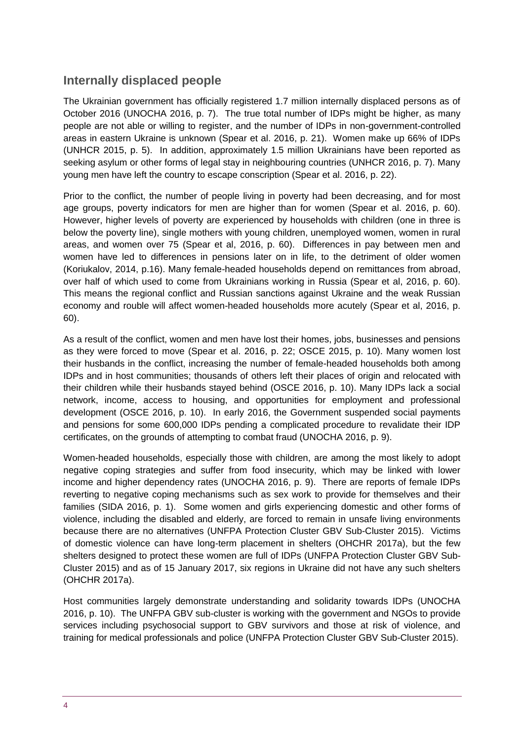## Internally displaced people

The Ukrainian government has officially registered 1.7 million internally displaced persons as of October 2016 (UNOCHA 2016, p. 7). The true total number of IDPs might be higher, as many people are not able or willing to register, and the number of IDPs in non-government-controlled areas in eastern Ukraine is unknown (Spear et al. 2016, p. 21). Women make up 66% of IDPs (UNHCR 2015, p. 5). In addition, approximately 1.5 million Ukrainians have been reported as seeking asylum or other forms of legal stay in neighbouring countries (UNHCR 2016, p. 7). Many young men have left the country to escape conscription (Spear et al. 2016, p. 22).

Prior to the conflict, the number of people living in poverty had been decreasing, and for most age groups, poverty indicators for men are higher than for women (Spear et al. 2016, p. 60). However, higher levels of poverty are experienced by households with children (one in three is below the poverty line), single mothers with young children, unemployed women, women in rural areas, and women over 75 (Spear et al, 2016, p. 60). Differences in pay between men and women have led to differences in pensions later on in life, to the detriment of older women (Koriukalov, 2014, p.16). Many female-headed households depend on remittances from abroad, over half of which used to come from Ukrainians working in Russia (Spear et al, 2016, p. 60). This means the regional conflict and Russian sanctions against Ukraine and the weak Russian economy and rouble will affect women-headed households more acutely (Spear et al, 2016, p. 60).

As a result of the conflict, women and men have lost their homes, jobs, businesses and pensions as they were forced to move (Spear et al. 2016, p. 22; OSCE 2015, p. 10). Many women lost their husbands in the conflict, increasing the number of female-headed households both among IDPs and in host communities; thousands of others left their places of origin and relocated with their children while their husbands stayed behind (OSCE 2016, p. 10). Many IDPs lack a social network, income, access to housing, and opportunities for employment and professional development (OSCE 2016, p. 10). In early 2016, the Government suspended social payments and pensions for some 600,000 IDPs pending a complicated procedure to revalidate their IDP certificates, on the grounds of attempting to combat fraud (UNOCHA 2016, p. 9).

Women-headed households, especially those with children, are among the most likely to adopt negative coping strategies and suffer from food insecurity, which may be linked with lower income and higher dependency rates (UNOCHA 2016, p. 9). There are reports of female IDPs reverting to negative coping mechanisms such as sex work to provide for themselves and their families (SIDA 2016, p. 1). Some women and girls experiencing domestic and other forms of violence, including the disabled and elderly, are forced to remain in unsafe living environments because there are no alternatives (UNFPA Protection Cluster GBV Sub-Cluster 2015). Victims of domestic violence can have long-term placement in shelters (OHCHR 2017a), but the few shelters designed to protect these women are full of IDPs (UNFPA Protection Cluster GBV Sub-Cluster 2015) and as of 15 January 2017, six regions in Ukraine did not have any such shelters (OHCHR 2017a).

Host communities largely demonstrate understanding and solidarity towards IDPs (UNOCHA 2016, p. 10). The UNFPA GBV sub-cluster is working with the government and NGOs to provide services including psychosocial support to GBV survivors and those at risk of violence, and training for medical professionals and police (UNFPA Protection Cluster GBV Sub-Cluster 2015).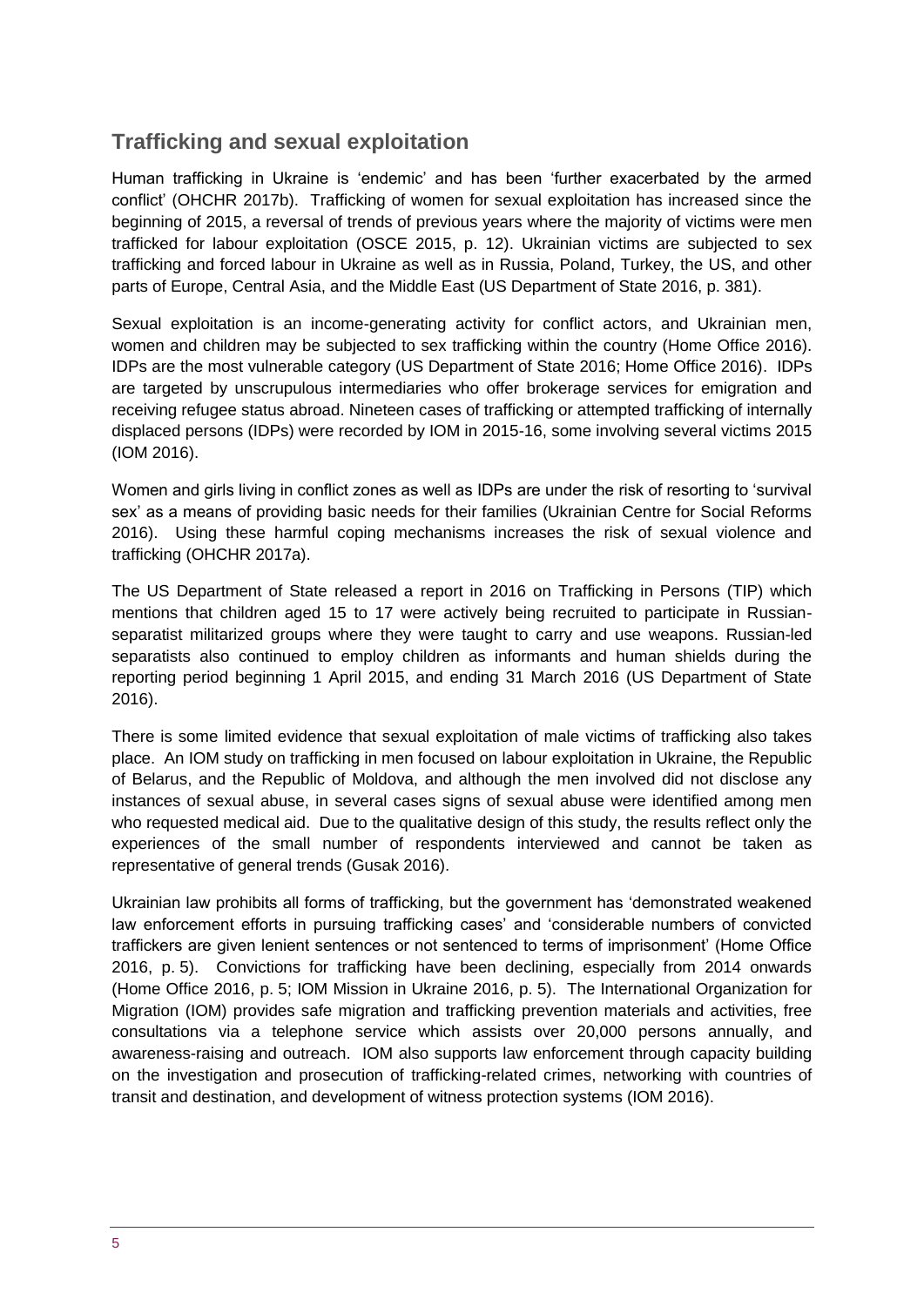## Trafficking and sexual exploitation

Human trafficking in Ukraine is 'endemic' and has been 'further exacerbated by the armed conflict' (OHCHR 2017b). Trafficking of women for sexual exploitation has increased since the beginning of 2015, a reversal of trends of previous years where the majority of victims were men trafficked for labour exploitation (OSCE 2015, p. 12). Ukrainian victims are subjected to sex trafficking and forced labour in Ukraine as well as in Russia, Poland, Turkey, the US, and other parts of Europe, Central Asia, and the Middle East (US Department of State 2016, p. 381).

Sexual exploitation is an income-generating activity for conflict actors, and Ukrainian men, women and children may be subjected to sex trafficking within the country (Home Office 2016). IDPs are the most vulnerable category (US Department of State 2016; Home Office 2016). IDPs are targeted by unscrupulous intermediaries who offer brokerage services for emigration and receiving refugee status abroad. Nineteen cases of trafficking or attempted trafficking of internally displaced persons (IDPs) were recorded by IOM in 2015-16, some involving several victims 2015 (IOM 2016).

Women and girls living in conflict zones as well as IDPs are under the risk of resorting to 'survival sex' as a means of providing basic needs for their families (Ukrainian Centre for Social Reforms 2016). Using these harmful coping mechanisms increases the risk of sexual violence and trafficking (OHCHR 2017a).

The US Department of State released a report in 2016 on Trafficking in Persons (TIP) which mentions that children aged 15 to 17 were actively being recruited to participate in Russian-separatist militarized groups where they were taught to carry and use weapons. Russian-led separatists also continued to employ children as informants and human shields during the reporting period beginning 1 April 2015, and ending 31 March 2016 (US Department of State 2016).

There is some limited evidence that sexual exploitation of male victims of trafficking also takes place. An IOM study on trafficking in men focused on labour exploitation in Ukraine, the Republic of Belarus, and the Republic of Moldova, and although the men involved did not disclose any instances of sexual abuse, in several cases signs of sexual abuse were identified among men who requested medical aid. Due to the qualitative design of this study, the results reflect only the experiences of the small number of respondents interviewed and cannot be taken as representative of general trends (Gusak 2016).

Ukrainian law prohibits all forms of trafficking, but the government has 'demonstrated weakened law enforcement efforts in pursuing trafficking cases' and 'considerable numbers of convicted traffickers are given lenient sentences or not sentenced to terms of imprisonment' (Home Office 2016, p. 5). Convictions for trafficking have been declining, especially from 2014 onwards (Home Office 2016, p. 5; IOM Mission in Ukraine 2016, p. 5). The International Organization for Migration (IOM) provides safe migration and trafficking prevention materials and activities, free consultations via a telephone service which assists over 20,000 persons annually, and awareness-raising and outreach. IOM also supports law enforcement through capacity building on the investigation and prosecution of trafficking-related crimes, networking with countries of transit and destination, and development of witness protection systems (IOM 2016).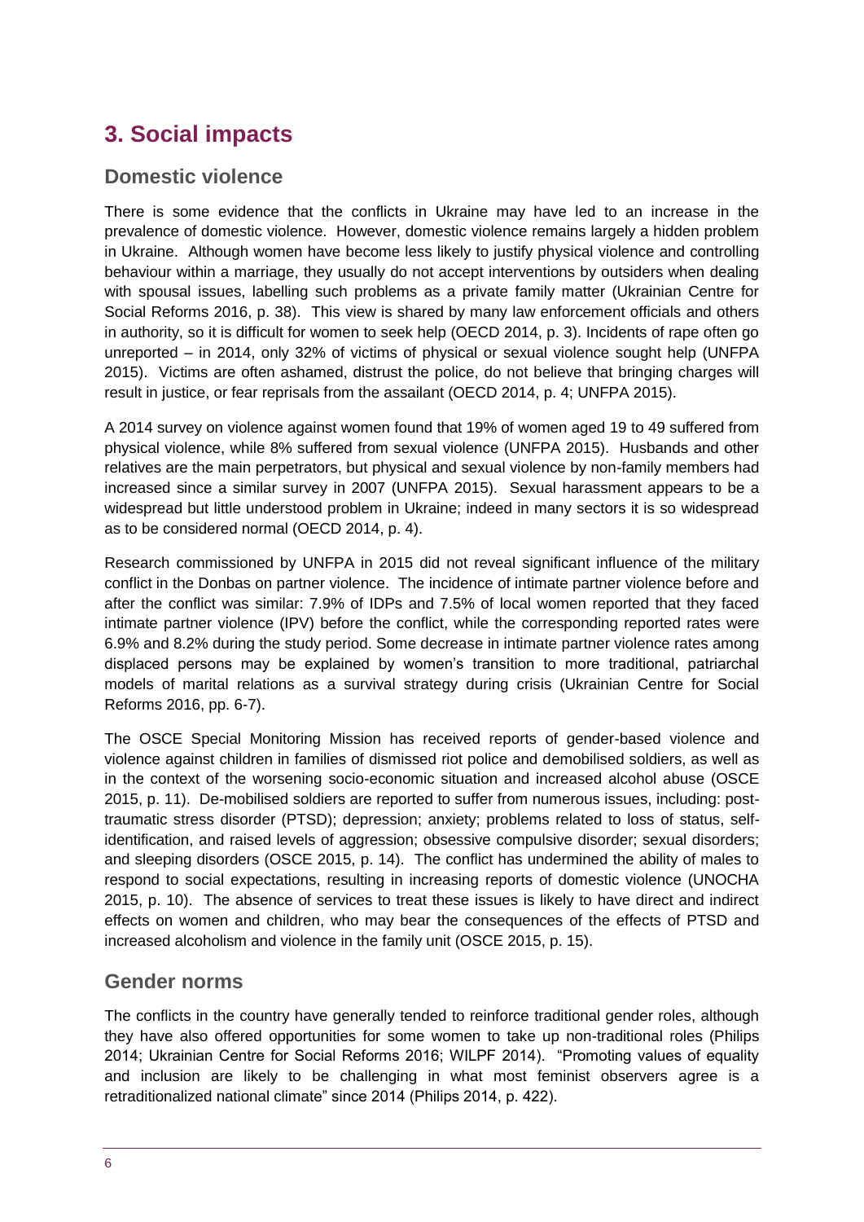## 3. Social impacts

### Domestic violence

There is some evidence that the conflicts in Ukraine may have led to an increase in the prevalence of domestic violence. However, domestic violence remains largely a hidden problem in Ukraine. Although women have become less likely to justify physical violence and controlling behaviour within a marriage, they usually do not accept interventions by outsiders when dealing with spousal issues, labelling such problems as a private family matter (Ukrainian Centre for Social Reforms 2016, p. 38). This view is shared by many law enforcement officials and others in authority, so it is difficult for women to seek help (OECD 2014, p. 3). Incidents of rape often go unreported – in 2014, only 32% of victims of physical or sexual violence sought help (UNFPA 2015). Victims are often ashamed, distrust the police, do not believe that bringing charges will result in justice, or fear reprisals from the assailant (OECD 2014, p. 4; UNFPA 2015).

A 2014 survey on violence against women found that 19% of women aged 19 to 49 suffered from physical violence, while 8% suffered from sexual violence (UNFPA 2015). Husbands and other relatives are the main perpetrators, but physical and sexual violence by non-family members had increased since a similar survey in 2007 (UNFPA 2015). Sexual harassment appears to be a widespread but little understood problem in Ukraine; indeed in many sectors it is so widespread as to be considered normal (OECD 2014, p. 4).

Research commissioned by UNFPA in 2015 did not reveal significant influence of the military conflict in the Donbas on partner violence. The incidence of intimate partner violence before and after the conflict was similar: 7.9% of IDPs and 7.5% of local women reported that they faced intimate partner violence (IPV) before the conflict, while the corresponding reported rates were 6.9% and 8.2% during the study period. Some decrease in intimate partner violence rates among displaced persons may be explained by women's transition to more traditional, patriarchal models of marital relations as a survival strategy during crisis (Ukrainian Centre for Social Reforms 2016, pp. 6-7).

The OSCE Special Monitoring Mission has received reports of gender-based violence and violence against children in families of dismissed riot police and demobilised soldiers, as well as in the context of the worsening socio-economic situation and increased alcohol abuse (OSCE 2015, p. 11). De-mobilised soldiers are reported to suffer from numerous issues, including: post-traumatic stress disorder (PTSD); depression; anxiety; problems related to loss of status, self-identification, and raised levels of aggression; obsessive compulsive disorder; sexual disorders; and sleeping disorders (OSCE 2015, p. 14). The conflict has undermined the ability of males to respond to social expectations, resulting in increasing reports of domestic violence (UNOCHA 2015, p. 10). The absence of services to treat these issues is likely to have direct and indirect effects on women and children, who may bear the consequences of the effects of PTSD and increased alcoholism and violence in the family unit (OSCE 2015, p. 15).

### Gender norms

The conflicts in the country have generally tended to reinforce traditional gender roles, although they have also offered opportunities for some women to take up non-traditional roles (Philips 2014; Ukrainian Centre for Social Reforms 2016; WILPF 2014). "Promoting values of equality and inclusion are likely to be challenging in what most feminist observers agree is a retraditionalized national climate" since 2014 (Philips 2014, p. 422).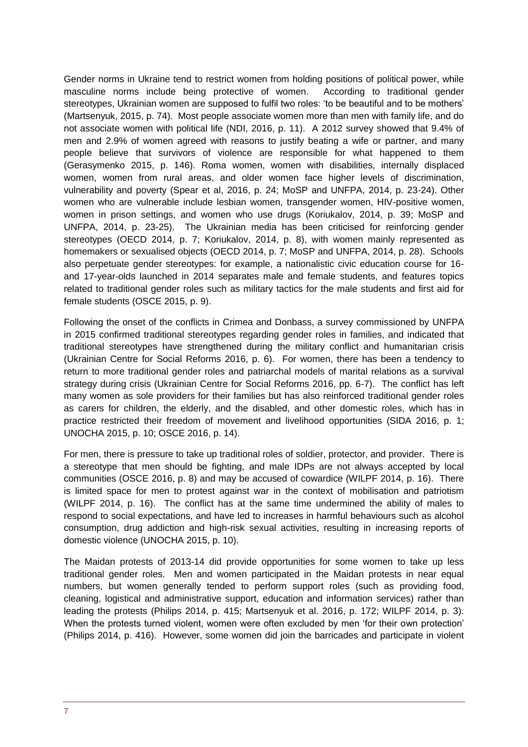Gender norms in Ukraine tend to restrict women from holding positions of political power, while masculine norms include being protective of women. According to traditional gender stereotypes, Ukrainian women are supposed to fulfil two roles: 'to be beautiful and to be mothers' (Martsenyuk, 2015, p. 74). Most people associate women more than men with family life, and do not associate women with political life (NDI, 2016, p. 11). A 2012 survey showed that 9.4% of men and 2.9% of women agreed with reasons to justify beating a wife or partner, and many people believe that survivors of violence are responsible for what happened to them (Gerasymenko 2015, p. 146). Roma women, women with disabilities, internally displaced women, women from rural areas, and older women face higher levels of discrimination, vulnerability and poverty (Spear et al, 2016, p. 24; MoSP and UNFPA, 2014, p. 23-24). Other women who are vulnerable include lesbian women, transgender women, HIV-positive women, women in prison settings, and women who use drugs (Koriukalov, 2014, p. 39; MoSP and UNFPA, 2014, p. 23-25). The Ukrainian media has been criticised for reinforcing gender stereotypes (OECD 2014, p. 7; Koriukalov, 2014, p. 8), with women mainly represented as homemakers or sexualised objects (OECD 2014, p. 7; MoSP and UNFPA, 2014, p. 28). Schools also perpetuate gender stereotypes: for example, a nationalistic civic education course for 16- and 17-year-olds launched in 2014 separates male and female students, and features topics related to traditional gender roles such as military tactics for the male students and first aid for female students (OSCE 2015, p. 9).

Following the onset of the conflicts in Crimea and Donbass, a survey commissioned by UNFPA in 2015 confirmed traditional stereotypes regarding gender roles in families, and indicated that traditional stereotypes have strengthened during the military conflict and humanitarian crisis (Ukrainian Centre for Social Reforms 2016, p. 6). For women, there has been a tendency to return to more traditional gender roles and patriarchal models of marital relations as a survival strategy during crisis (Ukrainian Centre for Social Reforms 2016, pp. 6-7). The conflict has left many women as sole providers for their families but has also reinforced traditional gender roles as carers for children, the elderly, and the disabled, and other domestic roles, which has in practice restricted their freedom of movement and livelihood opportunities (SIDA 2016, p. 1; UNOCHA 2015, p. 10; OSCE 2016, p. 14).

For men, there is pressure to take up traditional roles of soldier, protector, and provider. There is a stereotype that men should be fighting, and male IDPs are not always accepted by local communities (OSCE 2016, p. 8) and may be accused of cowardice (WILPF 2014, p. 16). There is limited space for men to protest against war in the context of mobilisation and patriotism (WILPF 2014, p. 16). The conflict has at the same time undermined the ability of males to respond to social expectations, and have led to increases in harmful behaviours such as alcohol consumption, drug addiction and high-risk sexual activities, resulting in increasing reports of domestic violence (UNOCHA 2015, p. 10).

The Maidan protests of 2013-14 did provide opportunities for some women to take up less traditional gender roles. Men and women participated in the Maidan protests in near equal numbers, but women generally tended to perform support roles (such as providing food, cleaning, logistical and administrative support, education and information services) rather than leading the protests (Philips 2014, p. 415; Martsenyuk et al. 2016, p. 172; WILPF 2014, p. 3). When the protests turned violent, women were often excluded by men 'for their own protection' (Philips 2014, p. 416). However, some women did join the barricades and participate in violent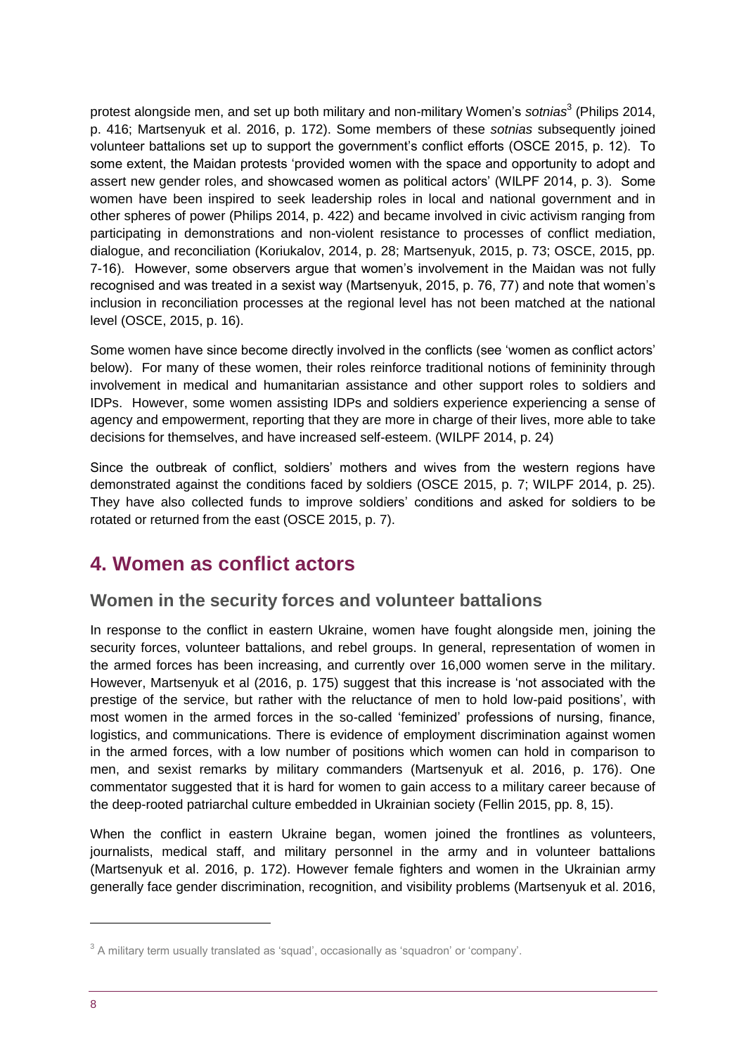protest alongside men, and set up both military and non-military Women's *sotnias*[3] (Philips 2014, p. 416; Martsenyuk et al. 2016, p. 172). Some members of these *sotnias* subsequently joined volunteer battalions set up to support the government's conflict efforts (OSCE 2015, p. 12). To some extent, the Maidan protests 'provided women with the space and opportunity to adopt and assert new gender roles, and showcased women as political actors' (WILPF 2014, p. 3). Some women have been inspired to seek leadership roles in local and national government and in other spheres of power (Philips 2014, p. 422) and became involved in civic activism ranging from participating in demonstrations and non-violent resistance to processes of conflict mediation, dialogue, and reconciliation (Koriukalov, 2014, p. 28; Martsenyuk, 2015, p. 73; OSCE, 2015, pp. 7-16). However, some observers argue that women's involvement in the Maidan was not fully recognised and was treated in a sexist way (Martsenyuk, 2015, p. 76, 77) and note that women's inclusion in reconciliation processes at the regional level has not been matched at the national level (OSCE, 2015, p. 16).

Some women have since become directly involved in the conflicts (see 'women as conflict actors' below). For many of these women, their roles reinforce traditional notions of femininity through involvement in medical and humanitarian assistance and other support roles to soldiers and IDPs. However, some women assisting IDPs and soldiers experience experiencing a sense of agency and empowerment, reporting that they are more in charge of their lives, more able to take decisions for themselves, and have increased self-esteem. (WILPF 2014, p. 24)

Since the outbreak of conflict, soldiers' mothers and wives from the western regions have demonstrated against the conditions faced by soldiers (OSCE 2015, p. 7; WILPF 2014, p. 25). They have also collected funds to improve soldiers' conditions and asked for soldiers to be rotated or returned from the east (OSCE 2015, p. 7).

## 4. Women as conflict actors

### Women in the security forces and volunteer battalions

In response to the conflict in eastern Ukraine, women have fought alongside men, joining the security forces, volunteer battalions, and rebel groups. In general, representation of women in the armed forces has been increasing, and currently over 16,000 women serve in the military. However, Martsenyuk et al (2016, p. 175) suggest that this increase is 'not associated with the prestige of the service, but rather with the reluctance of men to hold low-paid positions', with most women in the armed forces in the so-called 'feminized' professions of nursing, finance, logistics, and communications. There is evidence of employment discrimination against women in the armed forces, with a low number of positions which women can hold in comparison to men, and sexist remarks by military commanders (Martsenyuk et al. 2016, p. 176). One commentator suggested that it is hard for women to gain access to a military career because of the deep-rooted patriarchal culture embedded in Ukrainian society (Fellin 2015, pp. 8, 15).

When the conflict in eastern Ukraine began, women joined the frontlines as volunteers, journalists, medical staff, and military personnel in the army and in volunteer battalions (Martsenyuk et al. 2016, p. 172). However female fighters and women in the Ukrainian army generally face gender discrimination, recognition, and visibility problems (Martsenyuk et al. 2016,

[3] A military term usually translated as 'squad', occasionally as 'squadron' or 'company'.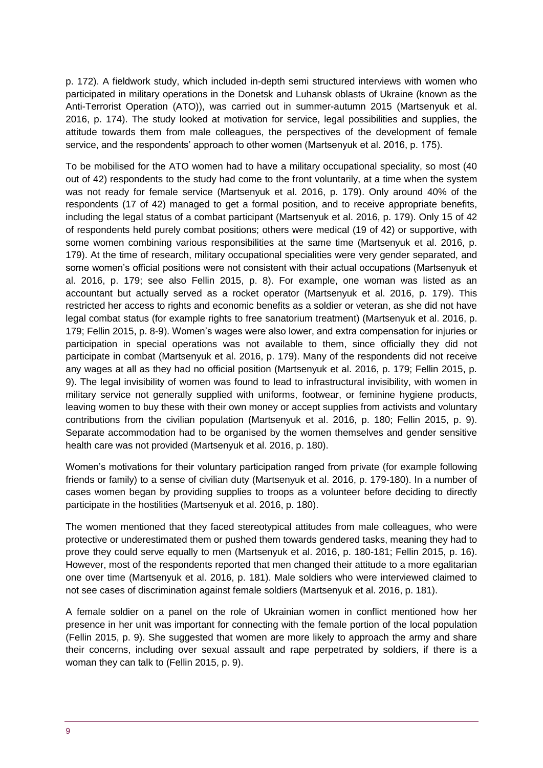p. 172). A fieldwork study, which included in-depth semi structured interviews with women who participated in military operations in the Donetsk and Luhansk oblasts of Ukraine (known as the Anti-Terrorist Operation (ATO)), was carried out in summer-autumn 2015 (Martsenyuk et al. 2016, p. 174). The study looked at motivation for service, legal possibilities and supplies, the attitude towards them from male colleagues, the perspectives of the development of female service, and the respondents' approach to other women (Martsenyuk et al. 2016, p. 175).

To be mobilised for the ATO women had to have a military occupational speciality, so most (40 out of 42) respondents to the study had come to the front voluntarily, at a time when the system was not ready for female service (Martsenyuk et al. 2016, p. 179). Only around 40% of the respondents (17 of 42) managed to get a formal position, and to receive appropriate benefits, including the legal status of a combat participant (Martsenyuk et al. 2016, p. 179). Only 15 of 42 of respondents held purely combat positions; others were medical (19 of 42) or supportive, with some women combining various responsibilities at the same time (Martsenyuk et al. 2016, p. 179). At the time of research, military occupational specialities were very gender separated, and some women's official positions were not consistent with their actual occupations (Martsenyuk et al. 2016, p. 179; see also Fellin 2015, p. 8). For example, one woman was listed as an accountant but actually served as a rocket operator (Martsenyuk et al. 2016, p. 179). This restricted her access to rights and economic benefits as a soldier or veteran, as she did not have legal combat status (for example rights to free sanatorium treatment) (Martsenyuk et al. 2016, p. 179; Fellin 2015, p. 8-9). Women's wages were also lower, and extra compensation for injuries or participation in special operations was not available to them, since officially they did not participate in combat (Martsenyuk et al. 2016, p. 179). Many of the respondents did not receive any wages at all as they had no official position (Martsenyuk et al. 2016, p. 179; Fellin 2015, p. 9). The legal invisibility of women was found to lead to infrastructural invisibility, with women in military service not generally supplied with uniforms, footwear, or feminine hygiene products, leaving women to buy these with their own money or accept supplies from activists and voluntary contributions from the civilian population (Martsenyuk et al. 2016, p. 180; Fellin 2015, p. 9). Separate accommodation had to be organised by the women themselves and gender sensitive health care was not provided (Martsenyuk et al. 2016, p. 180).

Women's motivations for their voluntary participation ranged from private (for example following friends or family) to a sense of civilian duty (Martsenyuk et al. 2016, p. 179-180). In a number of cases women began by providing supplies to troops as a volunteer before deciding to directly participate in the hostilities (Martsenyuk et al. 2016, p. 180).

The women mentioned that they faced stereotypical attitudes from male colleagues, who were protective or underestimated them or pushed them towards gendered tasks, meaning they had to prove they could serve equally to men (Martsenyuk et al. 2016, p. 180-181; Fellin 2015, p. 16). However, most of the respondents reported that men changed their attitude to a more egalitarian one over time (Martsenyuk et al. 2016, p. 181). Male soldiers who were interviewed claimed to not see cases of discrimination against female soldiers (Martsenyuk et al. 2016, p. 181).

A female soldier on a panel on the role of Ukrainian women in conflict mentioned how her presence in her unit was important for connecting with the female portion of the local population (Fellin 2015, p. 9). She suggested that women are more likely to approach the army and share their concerns, including over sexual assault and rape perpetrated by soldiers, if there is a woman they can talk to (Fellin 2015, p. 9).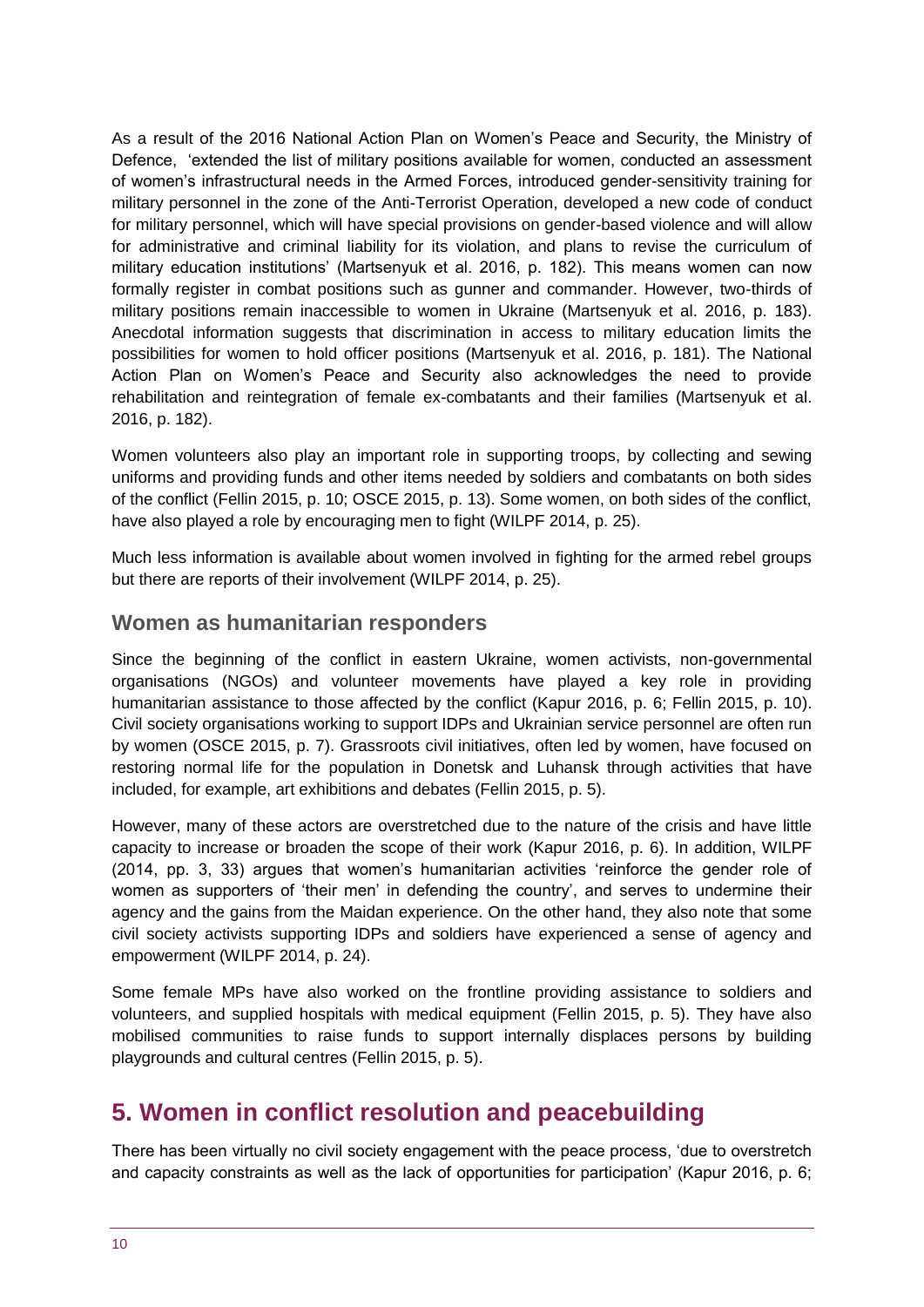As a result of the 2016 National Action Plan on Women's Peace and Security, the Ministry of Defence, 'extended the list of military positions available for women, conducted an assessment of women's infrastructural needs in the Armed Forces, introduced gender-sensitivity training for military personnel in the zone of the Anti-Terrorist Operation, developed a new code of conduct for military personnel, which will have special provisions on gender-based violence and will allow for administrative and criminal liability for its violation, and plans to revise the curriculum of military education institutions' (Martsenyuk et al. 2016, p. 182). This means women can now formally register in combat positions such as gunner and commander. However, two-thirds of military positions remain inaccessible to women in Ukraine (Martsenyuk et al. 2016, p. 183). Anecdotal information suggests that discrimination in access to military education limits the possibilities for women to hold officer positions (Martsenyuk et al. 2016, p. 181). The National Action Plan on Women's Peace and Security also acknowledges the need to provide rehabilitation and reintegration of female ex-combatants and their families (Martsenyuk et al. 2016, p. 182).

Women volunteers also play an important role in supporting troops, by collecting and sewing uniforms and providing funds and other items needed by soldiers and combatants on both sides of the conflict (Fellin 2015, p. 10; OSCE 2015, p. 13). Some women, on both sides of the conflict, have also played a role by encouraging men to fight (WILPF 2014, p. 25).

Much less information is available about women involved in fighting for the armed rebel groups but there are reports of their involvement (WILPF 2014, p. 25).

### Women as humanitarian responders

Since the beginning of the conflict in eastern Ukraine, women activists, non-governmental organisations (NGOs) and volunteer movements have played a key role in providing humanitarian assistance to those affected by the conflict (Kapur 2016, p. 6; Fellin 2015, p. 10). Civil society organisations working to support IDPs and Ukrainian service personnel are often run by women (OSCE 2015, p. 7). Grassroots civil initiatives, often led by women, have focused on restoring normal life for the population in Donetsk and Luhansk through activities that have included, for example, art exhibitions and debates (Fellin 2015, p. 5).

However, many of these actors are overstretched due to the nature of the crisis and have little capacity to increase or broaden the scope of their work (Kapur 2016, p. 6). In addition, WILPF (2014, pp. 3, 33) argues that women's humanitarian activities 'reinforce the gender role of women as supporters of 'their men' in defending the country', and serves to undermine their agency and the gains from the Maidan experience. On the other hand, they also note that some civil society activists supporting IDPs and soldiers have experienced a sense of agency and empowerment (WILPF 2014, p. 24).

Some female MPs have also worked on the frontline providing assistance to soldiers and volunteers, and supplied hospitals with medical equipment (Fellin 2015, p. 5). They have also mobilised communities to raise funds to support internally displaces persons by building playgrounds and cultural centres (Fellin 2015, p. 5).

## 5. Women in conflict resolution and peacebuilding

There has been virtually no civil society engagement with the peace process, 'due to overstretch and capacity constraints as well as the lack of opportunities for participation' (Kapur 2016, p. 6;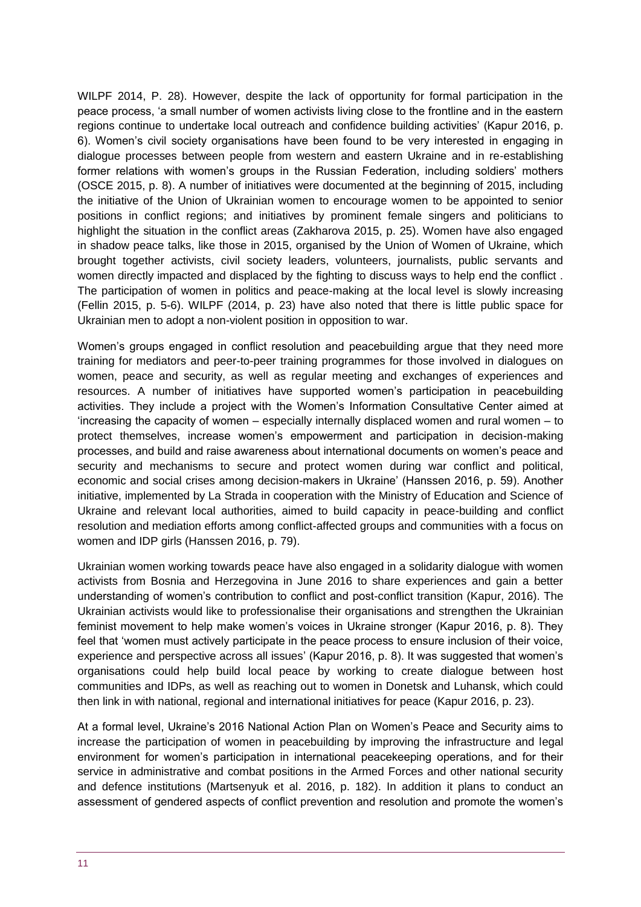WILPF 2014, P. 28). However, despite the lack of opportunity for formal participation in the peace process, 'a small number of women activists living close to the frontline and in the eastern regions continue to undertake local outreach and confidence building activities' (Kapur 2016, p. 6). Women's civil society organisations have been found to be very interested in engaging in dialogue processes between people from western and eastern Ukraine and in re-establishing former relations with women's groups in the Russian Federation, including soldiers' mothers (OSCE 2015, p. 8). A number of initiatives were documented at the beginning of 2015, including the initiative of the Union of Ukrainian women to encourage women to be appointed to senior positions in conflict regions; and initiatives by prominent female singers and politicians to highlight the situation in the conflict areas (Zakharova 2015, p. 25). Women have also engaged in shadow peace talks, like those in 2015, organised by the Union of Women of Ukraine, which brought together activists, civil society leaders, volunteers, journalists, public servants and women directly impacted and displaced by the fighting to discuss ways to help end the conflict . The participation of women in politics and peace-making at the local level is slowly increasing (Fellin 2015, p. 5-6). WILPF (2014, p. 23) have also noted that there is little public space for Ukrainian men to adopt a non-violent position in opposition to war.

Women's groups engaged in conflict resolution and peacebuilding argue that they need more training for mediators and peer-to-peer training programmes for those involved in dialogues on women, peace and security, as well as regular meeting and exchanges of experiences and resources. A number of initiatives have supported women's participation in peacebuilding activities. They include a project with the Women's Information Consultative Center aimed at 'increasing the capacity of women – especially internally displaced women and rural women – to protect themselves, increase women's empowerment and participation in decision-making processes, and build and raise awareness about international documents on women's peace and security and mechanisms to secure and protect women during war conflict and political, economic and social crises among decision-makers in Ukraine' (Hanssen 2016, p. 59). Another initiative, implemented by La Strada in cooperation with the Ministry of Education and Science of Ukraine and relevant local authorities, aimed to build capacity in peace-building and conflict resolution and mediation efforts among conflict-affected groups and communities with a focus on women and IDP girls (Hanssen 2016, p. 79).

Ukrainian women working towards peace have also engaged in a solidarity dialogue with women activists from Bosnia and Herzegovina in June 2016 to share experiences and gain a better understanding of women's contribution to conflict and post-conflict transition (Kapur, 2016). The Ukrainian activists would like to professionalise their organisations and strengthen the Ukrainian feminist movement to help make women's voices in Ukraine stronger (Kapur 2016, p. 8). They feel that 'women must actively participate in the peace process to ensure inclusion of their voice, experience and perspective across all issues' (Kapur 2016, p. 8). It was suggested that women's organisations could help build local peace by working to create dialogue between host communities and IDPs, as well as reaching out to women in Donetsk and Luhansk, which could then link in with national, regional and international initiatives for peace (Kapur 2016, p. 23).

At a formal level, Ukraine's 2016 National Action Plan on Women's Peace and Security aims to increase the participation of women in peacebuilding by improving the infrastructure and legal environment for women's participation in international peacekeeping operations, and for their service in administrative and combat positions in the Armed Forces and other national security and defence institutions (Martsenyuk et al. 2016, p. 182). In addition it plans to conduct an assessment of gendered aspects of conflict prevention and resolution and promote the women's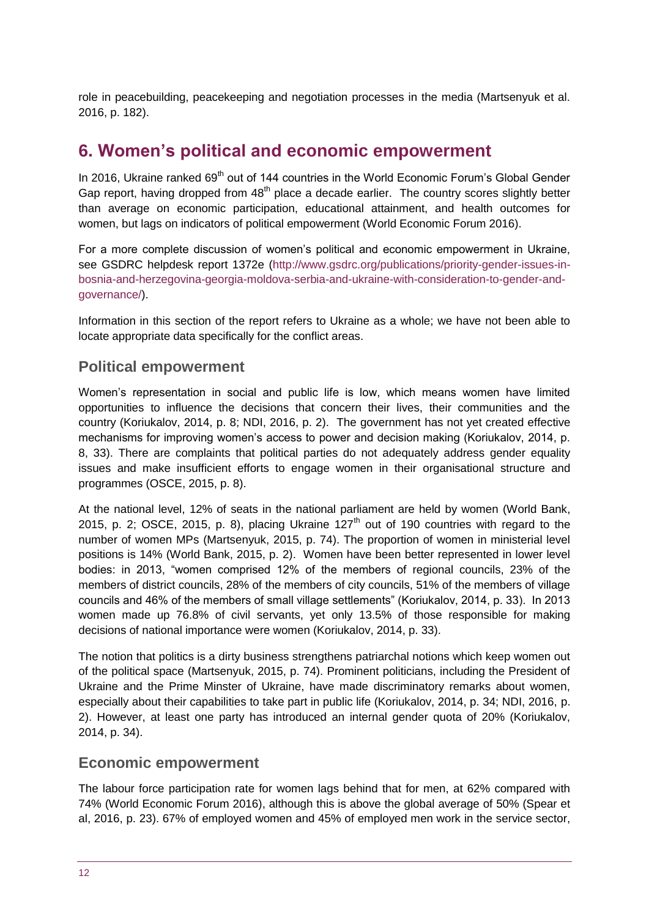role in peacebuilding, peacekeeping and negotiation processes in the media (Martsenyuk et al. 2016, p. 182).

## 6. Women's political and economic empowerment

In 2016, Ukraine ranked 69th out of 144 countries in the World Economic Forum's Global Gender Gap report, having dropped from 48th place a decade earlier. The country scores slightly better than average on economic participation, educational attainment, and health outcomes for women, but lags on indicators of political empowerment (World Economic Forum 2016).

For a more complete discussion of women's political and economic empowerment in Ukraine, see GSDRC helpdesk report 1372e (http://www.gsdrc.org/publications/priority-gender-issues-in-bosnia-and-herzegovina-georgia-moldova-serbia-and-ukraine-with-consideration-to-gender-and-governance/).

Information in this section of the report refers to Ukraine as a whole; we have not been able to locate appropriate data specifically for the conflict areas.

### Political empowerment

Women's representation in social and public life is low, which means women have limited opportunities to influence the decisions that concern their lives, their communities and the country (Koriukalov, 2014, p. 8; NDI, 2016, p. 2). The government has not yet created effective mechanisms for improving women's access to power and decision making (Koriukalov, 2014, p. 8, 33). There are complaints that political parties do not adequately address gender equality issues and make insufficient efforts to engage women in their organisational structure and programmes (OSCE, 2015, p. 8).

At the national level, 12% of seats in the national parliament are held by women (World Bank, 2015, p. 2; OSCE, 2015, p. 8), placing Ukraine 127th out of 190 countries with regard to the number of women MPs (Martsenyuk, 2015, p. 74). The proportion of women in ministerial level positions is 14% (World Bank, 2015, p. 2). Women have been better represented in lower level bodies: in 2013, "women comprised 12% of the members of regional councils, 23% of the members of district councils, 28% of the members of city councils, 51% of the members of village councils and 46% of the members of small village settlements" (Koriukalov, 2014, p. 33). In 2013 women made up 76.8% of civil servants, yet only 13.5% of those responsible for making decisions of national importance were women (Koriukalov, 2014, p. 33).

The notion that politics is a dirty business strengthens patriarchal notions which keep women out of the political space (Martsenyuk, 2015, p. 74). Prominent politicians, including the President of Ukraine and the Prime Minster of Ukraine, have made discriminatory remarks about women, especially about their capabilities to take part in public life (Koriukalov, 2014, p. 34; NDI, 2016, p. 2). However, at least one party has introduced an internal gender quota of 20% (Koriukalov, 2014, p. 34).

### Economic empowerment

The labour force participation rate for women lags behind that for men, at 62% compared with 74% (World Economic Forum 2016), although this is above the global average of 50% (Spear et al, 2016, p. 23). 67% of employed women and 45% of employed men work in the service sector,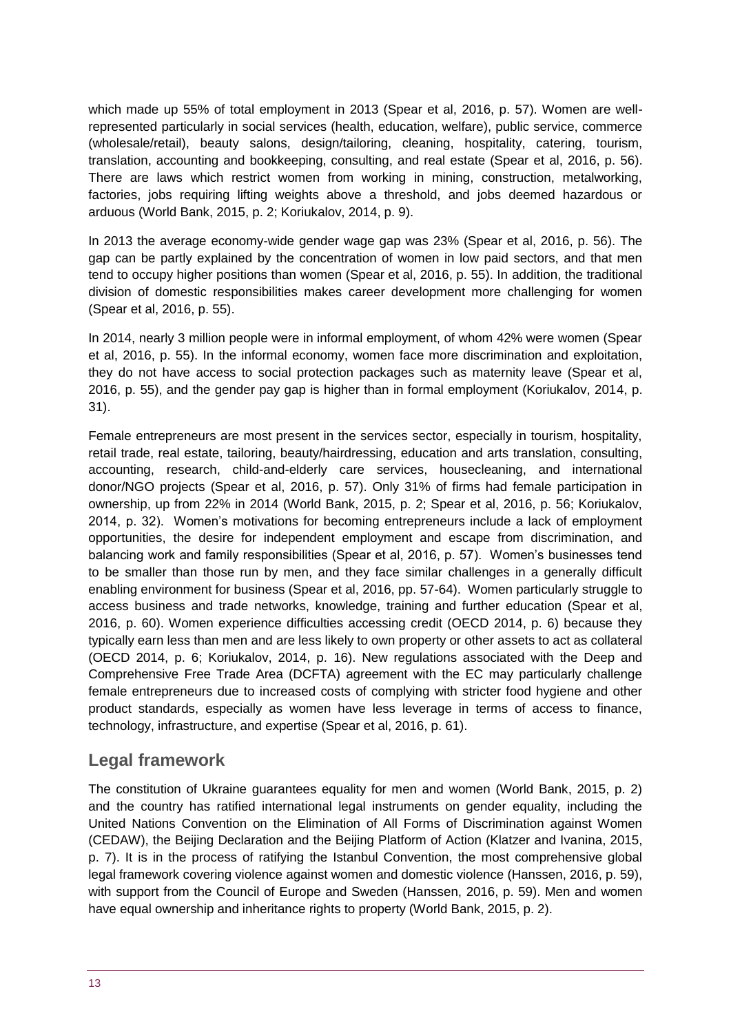which made up 55% of total employment in 2013 (Spear et al, 2016, p. 57). Women are well-represented particularly in social services (health, education, welfare), public service, commerce (wholesale/retail), beauty salons, design/tailoring, cleaning, hospitality, catering, tourism, translation, accounting and bookkeeping, consulting, and real estate (Spear et al, 2016, p. 56). There are laws which restrict women from working in mining, construction, metalworking, factories, jobs requiring lifting weights above a threshold, and jobs deemed hazardous or arduous (World Bank, 2015, p. 2; Koriukalov, 2014, p. 9).

In 2013 the average economy-wide gender wage gap was 23% (Spear et al, 2016, p. 56). The gap can be partly explained by the concentration of women in low paid sectors, and that men tend to occupy higher positions than women (Spear et al, 2016, p. 55). In addition, the traditional division of domestic responsibilities makes career development more challenging for women (Spear et al, 2016, p. 55).

In 2014, nearly 3 million people were in informal employment, of whom 42% were women (Spear et al, 2016, p. 55). In the informal economy, women face more discrimination and exploitation, they do not have access to social protection packages such as maternity leave (Spear et al, 2016, p. 55), and the gender pay gap is higher than in formal employment (Koriukalov, 2014, p. 31).

Female entrepreneurs are most present in the services sector, especially in tourism, hospitality, retail trade, real estate, tailoring, beauty/hairdressing, education and arts translation, consulting, accounting, research, child-and-elderly care services, housecleaning, and international donor/NGO projects (Spear et al, 2016, p. 57). Only 31% of firms had female participation in ownership, up from 22% in 2014 (World Bank, 2015, p. 2; Spear et al, 2016, p. 56; Koriukalov, 2014, p. 32). Women's motivations for becoming entrepreneurs include a lack of employment opportunities, the desire for independent employment and escape from discrimination, and balancing work and family responsibilities (Spear et al, 2016, p. 57). Women's businesses tend to be smaller than those run by men, and they face similar challenges in a generally difficult enabling environment for business (Spear et al, 2016, pp. 57-64). Women particularly struggle to access business and trade networks, knowledge, training and further education (Spear et al, 2016, p. 60). Women experience difficulties accessing credit (OECD 2014, p. 6) because they typically earn less than men and are less likely to own property or other assets to act as collateral (OECD 2014, p. 6; Koriukalov, 2014, p. 16). New regulations associated with the Deep and Comprehensive Free Trade Area (DCFTA) agreement with the EC may particularly challenge female entrepreneurs due to increased costs of complying with stricter food hygiene and other product standards, especially as women have less leverage in terms of access to finance, technology, infrastructure, and expertise (Spear et al, 2016, p. 61).

## Legal framework

The constitution of Ukraine guarantees equality for men and women (World Bank, 2015, p. 2) and the country has ratified international legal instruments on gender equality, including the United Nations Convention on the Elimination of All Forms of Discrimination against Women (CEDAW), the Beijing Declaration and the Beijing Platform of Action (Klatzer and Ivanina, 2015, p. 7). It is in the process of ratifying the Istanbul Convention, the most comprehensive global legal framework covering violence against women and domestic violence (Hanssen, 2016, p. 59), with support from the Council of Europe and Sweden (Hanssen, 2016, p. 59). Men and women have equal ownership and inheritance rights to property (World Bank, 2015, p. 2).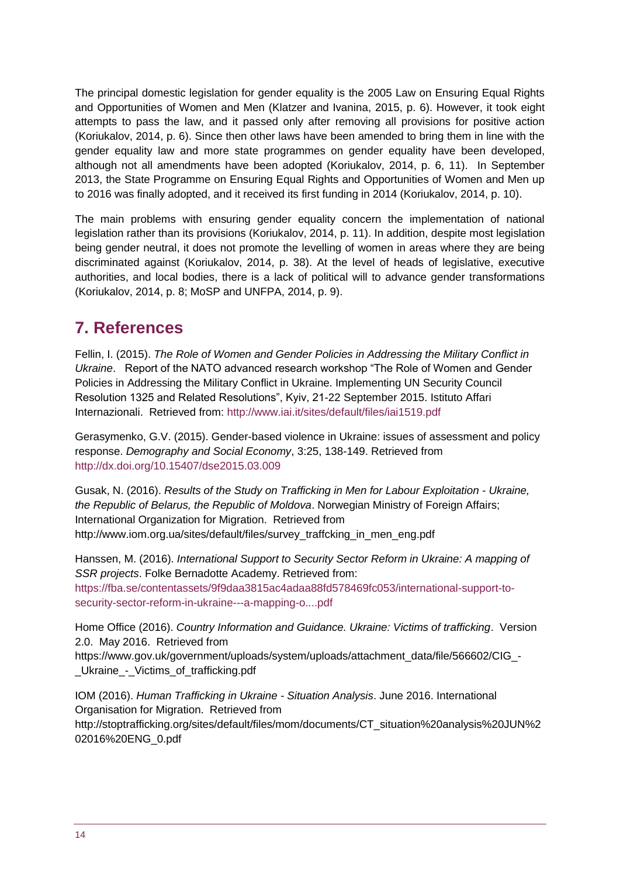The principal domestic legislation for gender equality is the 2005 Law on Ensuring Equal Rights and Opportunities of Women and Men (Klatzer and Ivanina, 2015, p. 6). However, it took eight attempts to pass the law, and it passed only after removing all provisions for positive action (Koriukalov, 2014, p. 6). Since then other laws have been amended to bring them in line with the gender equality law and more state programmes on gender equality have been developed, although not all amendments have been adopted (Koriukalov, 2014, p. 6, 11). In September 2013, the State Programme on Ensuring Equal Rights and Opportunities of Women and Men up to 2016 was finally adopted, and it received its first funding in 2014 (Koriukalov, 2014, p. 10).

The main problems with ensuring gender equality concern the implementation of national legislation rather than its provisions (Koriukalov, 2014, p. 11). In addition, despite most legislation being gender neutral, it does not promote the levelling of women in areas where they are being discriminated against (Koriukalov, 2014, p. 38). At the level of heads of legislative, executive authorities, and local bodies, there is a lack of political will to advance gender transformations (Koriukalov, 2014, p. 8; MoSP and UNFPA, 2014, p. 9).

## 7. References

Fellin, I. (2015). *The Role of Women and Gender Policies in Addressing the Military Conflict in Ukraine*. Report of the NATO advanced research workshop "The Role of Women and Gender Policies in Addressing the Military Conflict in Ukraine. Implementing UN Security Council Resolution 1325 and Related Resolutions", Kyiv, 21-22 September 2015. Istituto Affari Internazionali. Retrieved from: http://www.iai.it/sites/default/files/iai1519.pdf

Gerasymenko, G.V. (2015). Gender-based violence in Ukraine: issues of assessment and policy response. *Demography and Social Economy*, 3:25, 138-149. Retrieved from http://dx.doi.org/10.15407/dse2015.03.009

Gusak, N. (2016). *Results of the Study on Trafficking in Men for Labour Exploitation - Ukraine, the Republic of Belarus, the Republic of Moldova*. Norwegian Ministry of Foreign Affairs; International Organization for Migration. Retrieved from http://www.iom.org.ua/sites/default/files/survey_traffcking_in_men_eng.pdf

Hanssen, M. (2016). *International Support to Security Sector Reform in Ukraine: A mapping of SSR projects*. Folke Bernadotte Academy. Retrieved from: https://fba.se/contentassets/9f9daa3815ac4adaa88fd578469fc053/international-support-to-security-sector-reform-in-ukraine---a-mapping-o....pdf

Home Office (2016). *Country Information and Guidance. Ukraine: Victims of trafficking*. Version 2.0. May 2016. Retrieved from https://www.gov.uk/government/uploads/system/uploads/attachment_data/file/566602/CIG_-_Ukraine_-_Victims_of_trafficking.pdf

IOM (2016). *Human Trafficking in Ukraine - Situation Analysis*. June 2016. International Organisation for Migration. Retrieved from http://stoptrafficking.org/sites/default/files/mom/documents/CT_situation%20analysis%20JUN%202016%20ENG_0.pdf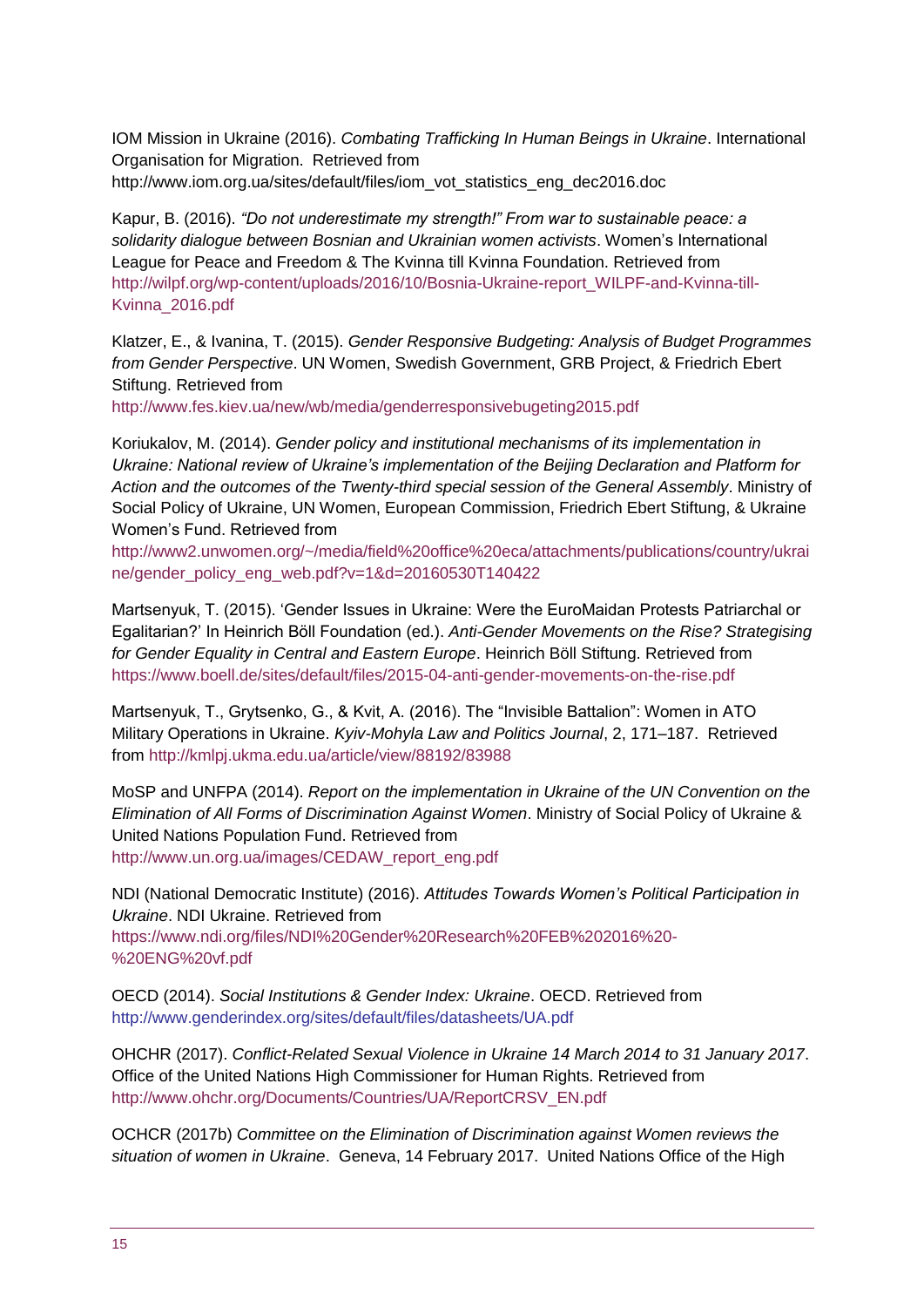IOM Mission in Ukraine (2016). *Combating Trafficking In Human Beings in Ukraine*. International Organisation for Migration. Retrieved from http://www.iom.org.ua/sites/default/files/iom_vot_statistics_eng_dec2016.doc

Kapur, B. (2016). *"Do not underestimate my strength!" From war to sustainable peace: a solidarity dialogue between Bosnian and Ukrainian women activists*. Women's International League for Peace and Freedom & The Kvinna till Kvinna Foundation. Retrieved from http://wilpf.org/wp-content/uploads/2016/10/Bosnia-Ukraine-report_WILPF-and-Kvinna-till-Kvinna_2016.pdf

Klatzer, E., & Ivanina, T. (2015). *Gender Responsive Budgeting: Analysis of Budget Programmes from Gender Perspective*. UN Women, Swedish Government, GRB Project, & Friedrich Ebert Stiftung. Retrieved from http://www.fes.kiev.ua/new/wb/media/genderresponsivebugeting2015.pdf

Koriukalov, M. (2014). *Gender policy and institutional mechanisms of its implementation in Ukraine: National review of Ukraine's implementation of the Beijing Declaration and Platform for Action and the outcomes of the Twenty-third special session of the General Assembly*. Ministry of Social Policy of Ukraine, UN Women, European Commission, Friedrich Ebert Stiftung, & Ukraine Women's Fund. Retrieved from http://www2.unwomen.org/~/media/field%20office%20eca/attachments/publications/country/ukraine/gender_policy_eng_web.pdf?v=1&d=20160530T140422

Martsenyuk, T. (2015). 'Gender Issues in Ukraine: Were the EuroMaidan Protests Patriarchal or Egalitarian?' In Heinrich Böll Foundation (ed.). *Anti-Gender Movements on the Rise? Strategising for Gender Equality in Central and Eastern Europe*. Heinrich Böll Stiftung. Retrieved from https://www.boell.de/sites/default/files/2015-04-anti-gender-movements-on-the-rise.pdf

Martsenyuk, T., Grytsenko, G., & Kvit, A. (2016). The "Invisible Battalion": Women in ATO Military Operations in Ukraine. *Kyiv-Mohyla Law and Politics Journal*, 2, 171–187. Retrieved from http://kmlpj.ukma.edu.ua/article/view/88192/83988

MoSP and UNFPA (2014). *Report on the implementation in Ukraine of the UN Convention on the Elimination of All Forms of Discrimination Against Women*. Ministry of Social Policy of Ukraine & United Nations Population Fund. Retrieved from http://www.un.org.ua/images/CEDAW_report_eng.pdf

NDI (National Democratic Institute) (2016). *Attitudes Towards Women's Political Participation in Ukraine*. NDI Ukraine. Retrieved from https://www.ndi.org/files/NDI%20Gender%20Research%20FEB%202016%20-%20ENG%20vf.pdf

OECD (2014). *Social Institutions & Gender Index: Ukraine*. OECD. Retrieved from http://www.genderindex.org/sites/default/files/datasheets/UA.pdf

OHCHR (2017). *Conflict-Related Sexual Violence in Ukraine 14 March 2014 to 31 January 2017*. Office of the United Nations High Commissioner for Human Rights. Retrieved from http://www.ohchr.org/Documents/Countries/UA/ReportCRSV_EN.pdf

OCHCR (2017b) *Committee on the Elimination of Discrimination against Women reviews the situation of women in Ukraine*. Geneva, 14 February 2017. United Nations Office of the High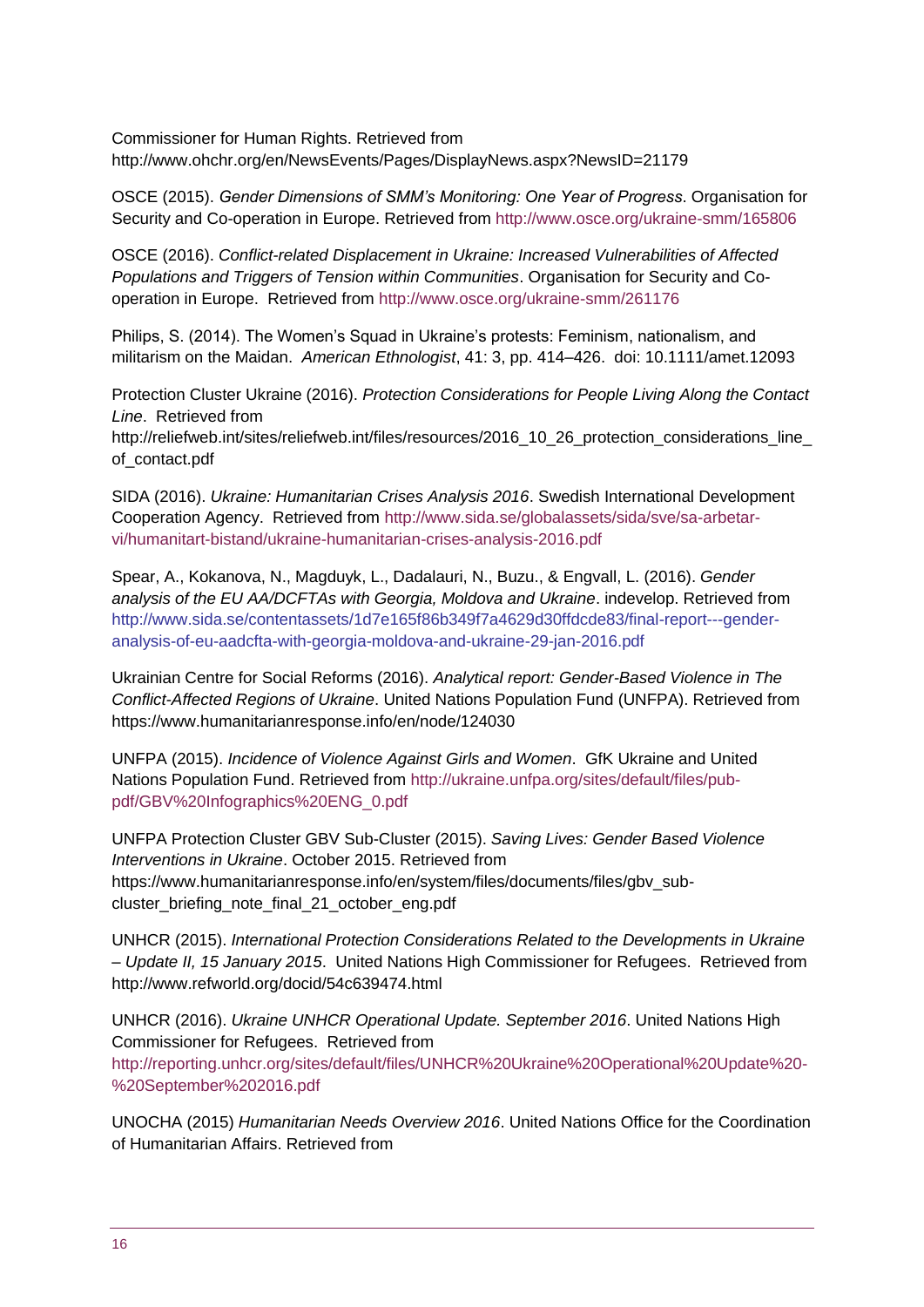Commissioner for Human Rights. Retrieved from http://www.ohchr.org/en/NewsEvents/Pages/DisplayNews.aspx?NewsID=21179

OSCE (2015). *Gender Dimensions of SMM's Monitoring: One Year of Progress*. Organisation for Security and Co-operation in Europe. Retrieved from http://www.osce.org/ukraine-smm/165806

OSCE (2016). *Conflict-related Displacement in Ukraine: Increased Vulnerabilities of Affected Populations and Triggers of Tension within Communities*. Organisation for Security and Co-operation in Europe. Retrieved from http://www.osce.org/ukraine-smm/261176

Philips, S. (2014). The Women's Squad in Ukraine's protests: Feminism, nationalism, and militarism on the Maidan. *American Ethnologist*, 41: 3, pp. 414–426. doi: 10.1111/amet.12093

Protection Cluster Ukraine (2016). *Protection Considerations for People Living Along the Contact Line*. Retrieved from http://reliefweb.int/sites/reliefweb.int/files/resources/2016_10_26_protection_considerations_line_of_contact.pdf

SIDA (2016). *Ukraine: Humanitarian Crises Analysis 2016*. Swedish International Development Cooperation Agency. Retrieved from http://www.sida.se/globalassets/sida/sve/sa-arbetar-vi/humanitart-bistand/ukraine-humanitarian-crises-analysis-2016.pdf

Spear, A., Kokanova, N., Magduyk, L., Dadalauri, N., Buzu., & Engvall, L. (2016). *Gender analysis of the EU AA/DCFTAs with Georgia, Moldova and Ukraine*. indevelop. Retrieved from http://www.sida.se/contentassets/1d7e165f86b349f7a4629d30ffdcde83/final-report---gender-analysis-of-eu-aadcfta-with-georgia-moldova-and-ukraine-29-jan-2016.pdf

Ukrainian Centre for Social Reforms (2016). *Analytical report: Gender-Based Violence in The Conflict-Affected Regions of Ukraine*. United Nations Population Fund (UNFPA). Retrieved from https://www.humanitarianresponse.info/en/node/124030

UNFPA (2015). *Incidence of Violence Against Girls and Women*. GfK Ukraine and United Nations Population Fund. Retrieved from http://ukraine.unfpa.org/sites/default/files/pub-pdf/GBV%20Infographics%20ENG_0.pdf

UNFPA Protection Cluster GBV Sub-Cluster (2015). *Saving Lives: Gender Based Violence Interventions in Ukraine*. October 2015. Retrieved from https://www.humanitarianresponse.info/en/system/files/documents/files/gbv_sub-cluster_briefing_note_final_21_october_eng.pdf

UNHCR (2015). *International Protection Considerations Related to the Developments in Ukraine – Update II, 15 January 2015*. United Nations High Commissioner for Refugees. Retrieved from http://www.refworld.org/docid/54c639474.html

UNHCR (2016). *Ukraine UNHCR Operational Update. September 2016*. United Nations High Commissioner for Refugees. Retrieved from http://reporting.unhcr.org/sites/default/files/UNHCR%20Ukraine%20Operational%20Update%20-%20September%202016.pdf

UNOCHA (2015) *Humanitarian Needs Overview 2016*. United Nations Office for the Coordination of Humanitarian Affairs. Retrieved from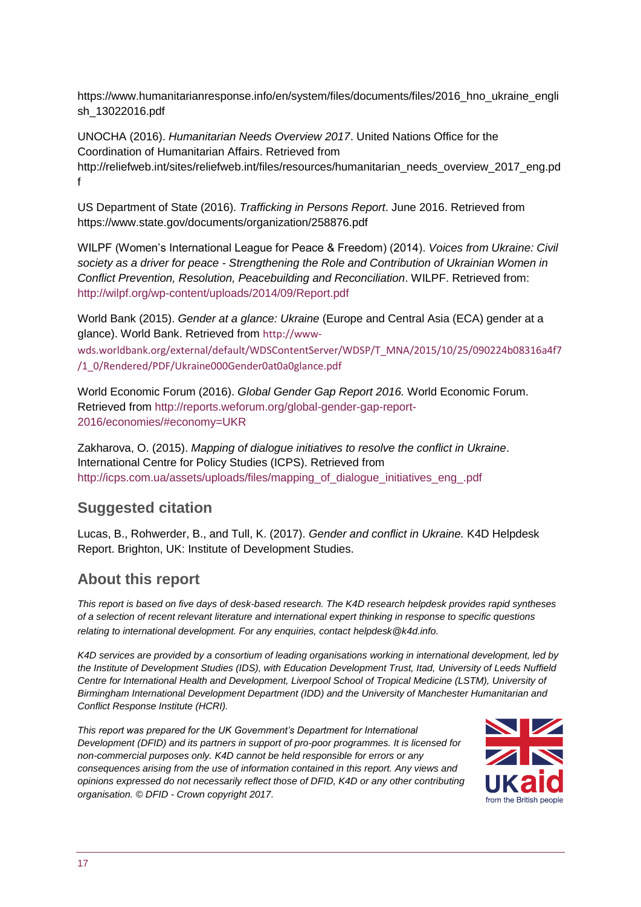https://www.humanitarianresponse.info/en/system/files/documents/files/2016_hno_ukraine_english_13022016.pdf

UNOCHA (2016). *Humanitarian Needs Overview 2017*. United Nations Office for the Coordination of Humanitarian Affairs. Retrieved from http://reliefweb.int/sites/reliefweb.int/files/resources/humanitarian_needs_overview_2017_eng.pdf

US Department of State (2016). *Trafficking in Persons Report*. June 2016. Retrieved from https://www.state.gov/documents/organization/258876.pdf

WILPF (Women's International League for Peace & Freedom) (2014). *Voices from Ukraine: Civil society as a driver for peace - Strengthening the Role and Contribution of Ukrainian Women in Conflict Prevention, Resolution, Peacebuilding and Reconciliation*. WILPF. Retrieved from: http://wilpf.org/wp-content/uploads/2014/09/Report.pdf

World Bank (2015). *Gender at a glance: Ukraine* (Europe and Central Asia (ECA) gender at a glance). World Bank. Retrieved from http://www-wds.worldbank.org/external/default/WDSContentServer/WDSP/T_MNA/2015/10/25/090224b08316a4f7/1_0/Rendered/PDF/Ukraine000Gender0at0a0glance.pdf

World Economic Forum (2016). *Global Gender Gap Report 2016.* World Economic Forum. Retrieved from http://reports.weforum.org/global-gender-gap-report-2016/economies/#economy=UKR

Zakharova, O. (2015). *Mapping of dialogue initiatives to resolve the conflict in Ukraine*. International Centre for Policy Studies (ICPS). Retrieved from http://icps.com.ua/assets/uploads/files/mapping_of_dialogue_initiatives_eng_.pdf

## Suggested citation

Lucas, B., Rohwerder, B., and Tull, K. (2017). *Gender and conflict in Ukraine.* K4D Helpdesk Report. Brighton, UK: Institute of Development Studies.

## About this report

*This report is based on five days of desk-based research. The K4D research helpdesk provides rapid syntheses of a selection of recent relevant literature and international expert thinking in response to specific questions relating to international development. For any enquiries, contact helpdesk@k4d.info.*

*K4D services are provided by a consortium of leading organisations working in international development, led by the Institute of Development Studies (IDS), with Education Development Trust, Itad, University of Leeds Nuffield Centre for International Health and Development, Liverpool School of Tropical Medicine (LSTM), University of Birmingham International Development Department (IDD) and the University of Manchester Humanitarian and Conflict Response Institute (HCRI).*

*This report was prepared for the UK Government's Department for International Development (DFID) and its partners in support of pro-poor programmes. It is licensed for non-commercial purposes only. K4D cannot be held responsible for errors or any consequences arising from the use of information contained in this report. Any views and opinions expressed do not necessarily reflect those of DFID, K4D or any other contributing organisation. © DFID - Crown copyright 2017.*

UKaid
from the British people